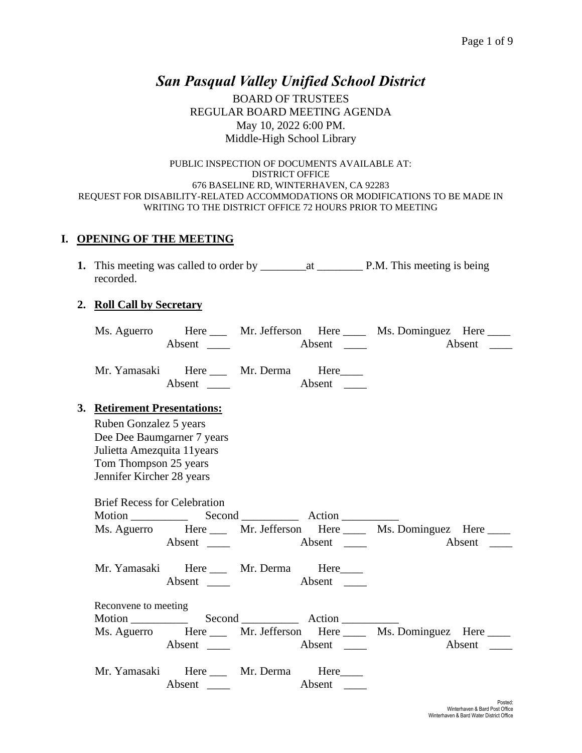# *San Pasqual Valley Unified School District*

BOARD OF TRUSTEES
REGULAR BOARD MEETING AGENDA
May 10, 2022 6:00 PM.
Middle-High School Library

PUBLIC INSPECTION OF DOCUMENTS AVAILABLE AT:
DISTRICT OFFICE
676 BASELINE RD, WINTERHAVEN, CA 92283
REQUEST FOR DISABILITY-RELATED ACCOMMODATIONS OR MODIFICATIONS TO BE MADE IN WRITING TO THE DISTRICT OFFICE 72 HOURS PRIOR TO MEETING

## I. OPENING OF THE MEETING

**1.** This meeting was called to order by ________at ________ P.M. This meeting is being recorded.

**2. Roll Call by Secretary**

Ms. Aguerro Here ___ Absent ____ Mr. Jefferson Here ____ Absent ____ Ms. Dominguez Here ____ Absent ____

Mr. Yamasaki Here ___ Absent ____ Mr. Derma Here____ Absent ____

**3. Retirement Presentations:**

Ruben Gonzalez 5 years
Dee Dee Baumgarner 7 years
Julietta Amezquita 11years
Tom Thompson 25 years
Jennifer Kircher 28 years

Brief Recess for Celebration
Motion __________ Second __________ Action __________

Ms. Aguerro Here ___ Absent ____ Mr. Jefferson Here ____ Absent ____ Ms. Dominguez Here ____ Absent ____

Mr. Yamasaki Here ___ Absent ____ Mr. Derma Here____ Absent ____

Reconvene to meeting
Motion __________ Second __________ Action __________

Ms. Aguerro Here ___ Absent ____ Mr. Jefferson Here ____ Absent ____ Ms. Dominguez Here ____ Absent ____

Mr. Yamasaki Here ___ Absent ____ Mr. Derma Here____ Absent ____

Posted:
Winterhaven & Bard Post Office
Winterhaven & Bard Water District Office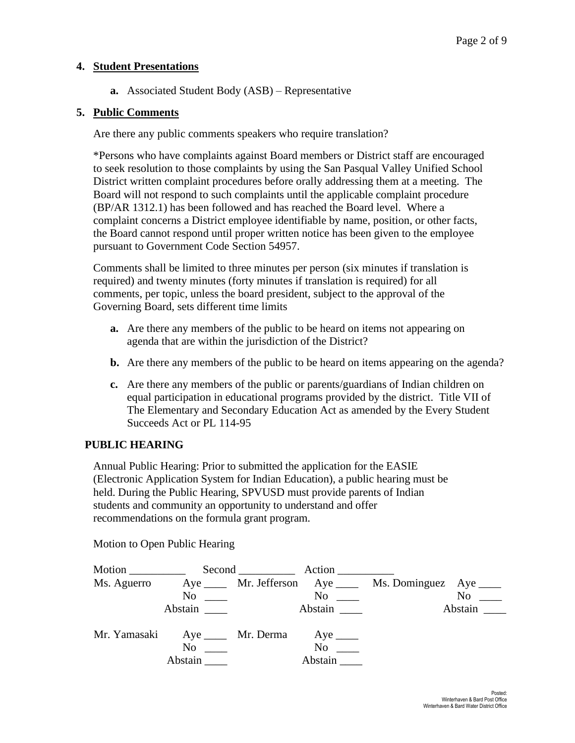**4. Student Presentations**

**a.** Associated Student Body (ASB) – Representative

**5. Public Comments**

Are there any public comments speakers who require translation?

*Persons who have complaints against Board members or District staff are encouraged to seek resolution to those complaints by using the San Pasqual Valley Unified School District written complaint procedures before orally addressing them at a meeting. The Board will not respond to such complaints until the applicable complaint procedure (BP/AR 1312.1) has been followed and has reached the Board level. Where a complaint concerns a District employee identifiable by name, position, or other facts, the Board cannot respond until proper written notice has been given to the employee pursuant to Government Code Section 54957.

Comments shall be limited to three minutes per person (six minutes if translation is required) and twenty minutes (forty minutes if translation is required) for all comments, per topic, unless the board president, subject to the approval of the Governing Board, sets different time limits

**a.** Are there any members of the public to be heard on items not appearing on agenda that are within the jurisdiction of the District?

**b.** Are there any members of the public to be heard on items appearing on the agenda?

**c.** Are there any members of the public or parents/guardians of Indian children on equal participation in educational programs provided by the district. Title VII of The Elementary and Secondary Education Act as amended by the Every Student Succeeds Act or PL 114-95

**PUBLIC HEARING**

Annual Public Hearing: Prior to submitted the application for the EASIE (Electronic Application System for Indian Education), a public hearing must be held. During the Public Hearing, SPVUSD must provide parents of Indian students and community an opportunity to understand and offer recommendations on the formula grant program.

Motion to Open Public Hearing

Motion __________ Second __________ Action __________

| | | | | | |
|---|---|---|---|---|---|
| Ms. Aguerro | Aye ____ | Mr. Jefferson | Aye ____ | Ms. Dominguez | Aye ____ |
| | No ____ | | No ____ | | No ____ |
| | Abstain ____ | | Abstain ____ | | Abstain ____ |
| Mr. Yamasaki | Aye ____ | Mr. Derma | Aye ____ | | |
| | No ____ | | No ____ | | |
| | Abstain ____ | | Abstain ____ | | |

Posted:
Winterhaven & Bard Post Office
Winterhaven & Bard Water District Office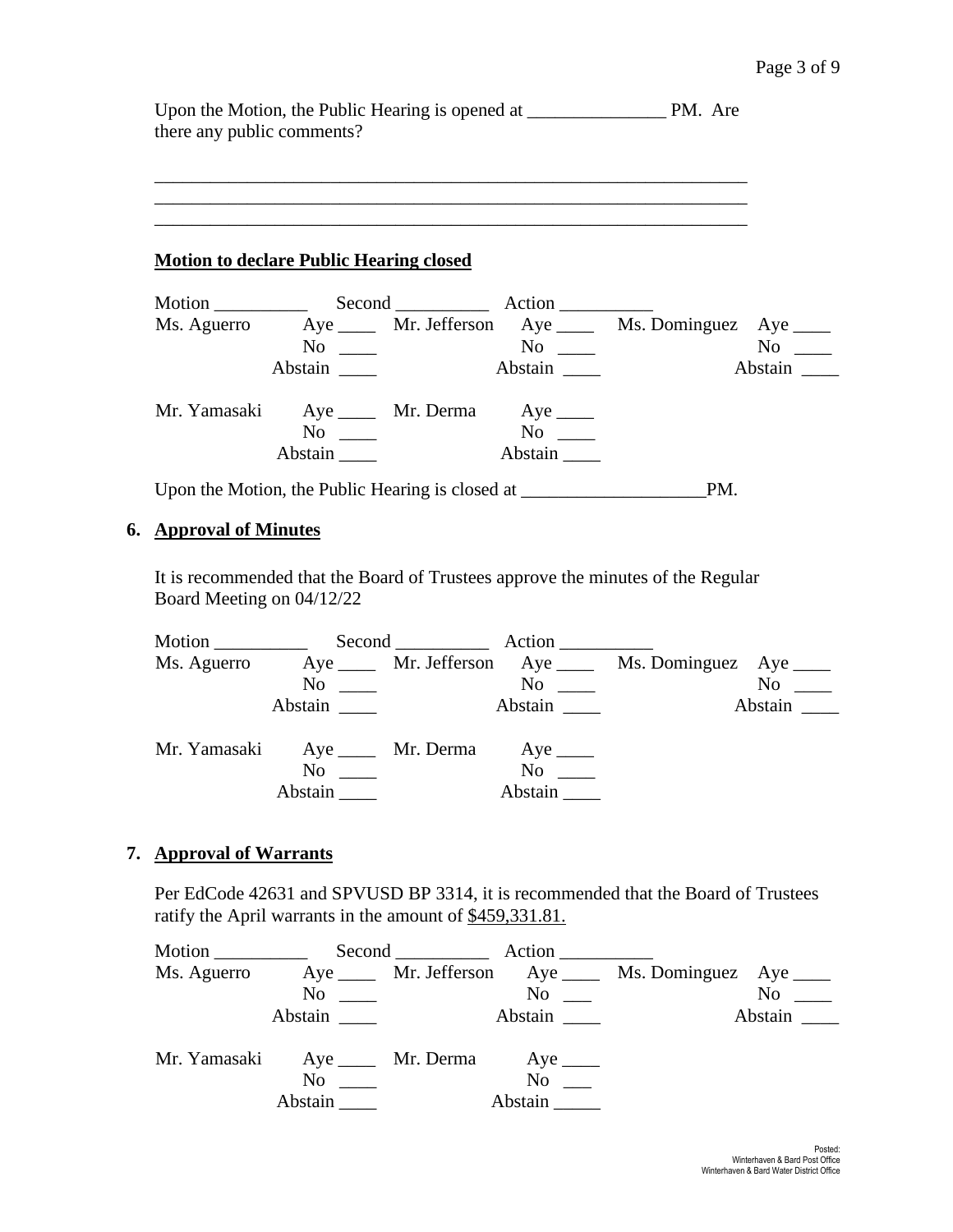Upon the Motion, the Public Hearing is opened at _______________ PM. Are there any public comments?

_________________________________________________________________
_________________________________________________________________
_________________________________________________________________

**Motion to declare Public Hearing closed**

Motion __________ Second __________ Action __________

| | | | | | |
|---|---|---|---|---|---|
| Ms. Aguerro | Aye ____ | Mr. Jefferson | Aye ____ | Ms. Dominguez | Aye ____ |
| | No ____ | | No ____ | | No ____ |
| | Abstain ____ | | Abstain ____ | | Abstain ____ |
| Mr. Yamasaki | Aye ____ | Mr. Derma | Aye ____ | | |
| | No ____ | | No ____ | | |
| | Abstain ____ | | Abstain ____ | | |

Upon the Motion, the Public Hearing is closed at ____________________PM.

## 6. Approval of Minutes

It is recommended that the Board of Trustees approve the minutes of the Regular Board Meeting on 04/12/22

Motion __________ Second __________ Action __________

| | | | | | |
|---|---|---|---|---|---|
| Ms. Aguerro | Aye ____ | Mr. Jefferson | Aye ____ | Ms. Dominguez | Aye ____ |
| | No ____ | | No ____ | | No ____ |
| | Abstain ____ | | Abstain ____ | | Abstain ____ |
| Mr. Yamasaki | Aye ____ | Mr. Derma | Aye ____ | | |
| | No ____ | | No ____ | | |
| | Abstain ____ | | Abstain ____ | | |

## 7. Approval of Warrants

Per EdCode 42631 and SPVUSD BP 3314, it is recommended that the Board of Trustees ratify the April warrants in the amount of <u>$459,331.81.</u>

Motion __________ Second __________ Action __________

| | | | | | |
|---|---|---|---|---|---|
| Ms. Aguerro | Aye ____ | Mr. Jefferson | Aye ____ | Ms. Dominguez | Aye ____ |
| | No ____ | | No ___ | | No ____ |
| | Abstain ____ | | Abstain ____ | | Abstain ____ |
| Mr. Yamasaki | Aye ____ | Mr. Derma | Aye ____ | | |
| | No ____ | | No ___ | | |
| | Abstain ____ | | Abstain _____ | | |

Posted:
Winterhaven & Bard Post Office
Winterhaven & Bard Water District Office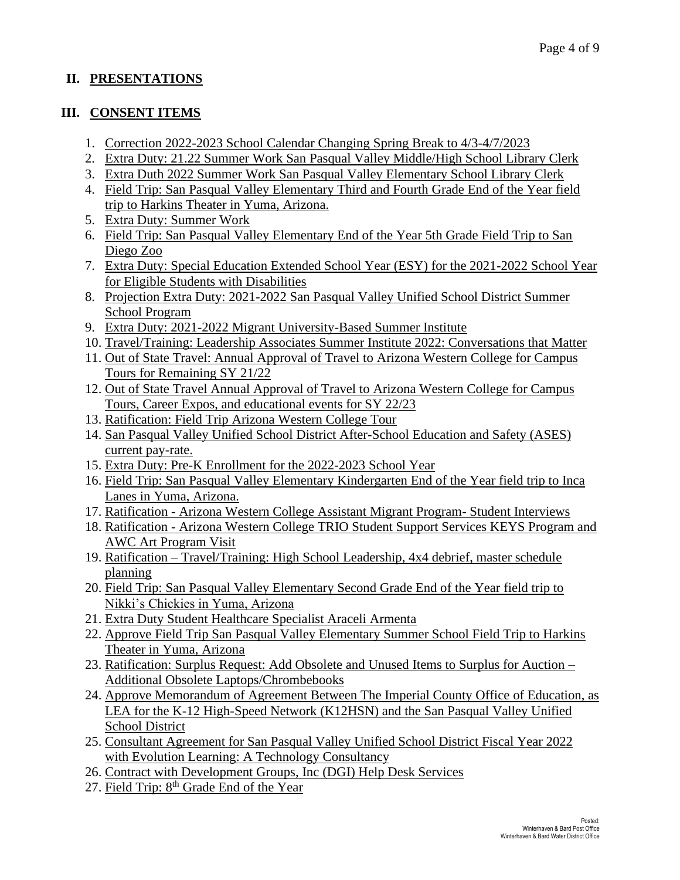## II. PRESENTATIONS

## III. CONSENT ITEMS

1. Correction 2022-2023 School Calendar Changing Spring Break to 4/3-4/7/2023
2. Extra Duty: 21.22 Summer Work San Pasqual Valley Middle/High School Library Clerk
3. Extra Duth 2022 Summer Work San Pasqual Valley Elementary School Library Clerk
4. Field Trip: San Pasqual Valley Elementary Third and Fourth Grade End of the Year field trip to Harkins Theater in Yuma, Arizona.
5. Extra Duty: Summer Work
6. Field Trip: San Pasqual Valley Elementary End of the Year 5th Grade Field Trip to San Diego Zoo
7. Extra Duty: Special Education Extended School Year (ESY) for the 2021-2022 School Year for Eligible Students with Disabilities
8. Projection Extra Duty: 2021-2022 San Pasqual Valley Unified School District Summer School Program
9. Extra Duty: 2021-2022 Migrant University-Based Summer Institute
10. Travel/Training: Leadership Associates Summer Institute 2022: Conversations that Matter
11. Out of State Travel: Annual Approval of Travel to Arizona Western College for Campus Tours for Remaining SY 21/22
12. Out of State Travel Annual Approval of Travel to Arizona Western College for Campus Tours, Career Expos, and educational events for SY 22/23
13. Ratification: Field Trip Arizona Western College Tour
14. San Pasqual Valley Unified School District After-School Education and Safety (ASES) current pay-rate.
15. Extra Duty: Pre-K Enrollment for the 2022-2023 School Year
16. Field Trip: San Pasqual Valley Elementary Kindergarten End of the Year field trip to Inca Lanes in Yuma, Arizona.
17. Ratification - Arizona Western College Assistant Migrant Program- Student Interviews
18. Ratification - Arizona Western College TRIO Student Support Services KEYS Program and AWC Art Program Visit
19. Ratification – Travel/Training: High School Leadership, 4x4 debrief, master schedule planning
20. Field Trip: San Pasqual Valley Elementary Second Grade End of the Year field trip to Nikki's Chickies in Yuma, Arizona
21. Extra Duty Student Healthcare Specialist Araceli Armenta
22. Approve Field Trip San Pasqual Valley Elementary Summer School Field Trip to Harkins Theater in Yuma, Arizona
23. Ratification: Surplus Request: Add Obsolete and Unused Items to Surplus for Auction – Additional Obsolete Laptops/Chrombebooks
24. Approve Memorandum of Agreement Between The Imperial County Office of Education, as LEA for the K-12 High-Speed Network (K12HSN) and the San Pasqual Valley Unified School District
25. Consultant Agreement for San Pasqual Valley Unified School District Fiscal Year 2022 with Evolution Learning: A Technology Consultancy
26. Contract with Development Groups, Inc (DGI) Help Desk Services
27. Field Trip: 8th Grade End of the Year

Posted:
Winterhaven & Bard Post Office
Winterhaven & Bard Water District Office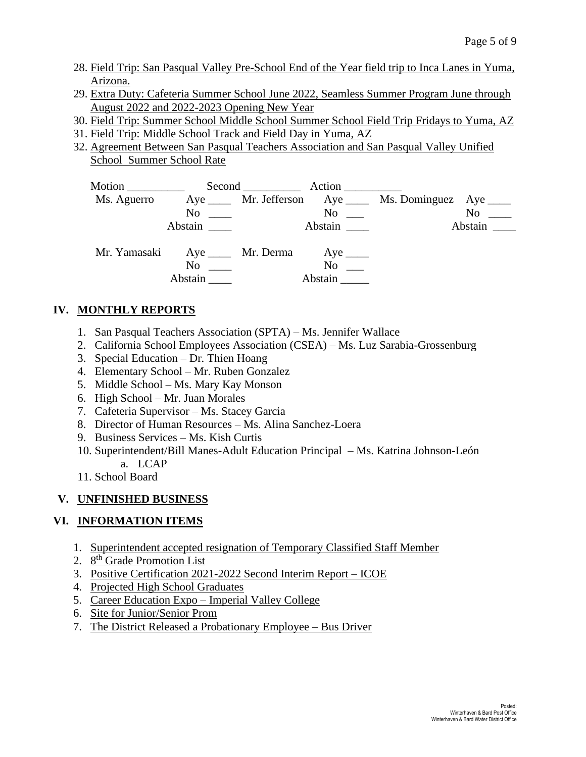28. Field Trip: San Pasqual Valley Pre-School End of the Year field trip to Inca Lanes in Yuma, Arizona.
29. Extra Duty: Cafeteria Summer School June 2022, Seamless Summer Program June through August 2022 and 2022-2023 Opening New Year
30. Field Trip: Summer School Middle School Summer School Field Trip Fridays to Yuma, AZ
31. Field Trip: Middle School Track and Field Day in Yuma, AZ
32. Agreement Between San Pasqual Teachers Association and San Pasqual Valley Unified School Summer School Rate

Motion __________ Second __________ Action __________

| | | | | | |
|---|---|---|---|---|---|
| Ms. Aguerro | Aye ____ | Mr. Jefferson | Aye ____ | Ms. Dominguez | Aye ____ |
| | No ____ | | No ___ | | No ____ |
| | Abstain ____ | | Abstain ____ | | Abstain ____ |
| Mr. Yamasaki | Aye ____ | Mr. Derma | Aye ____ | | |
| | No ____ | | No ___ | | |
| | Abstain ____ | | Abstain _____ | | |

## IV. MONTHLY REPORTS

1. San Pasqual Teachers Association (SPTA) – Ms. Jennifer Wallace
2. California School Employees Association (CSEA) – Ms. Luz Sarabia-Grossenburg
3. Special Education – Dr. Thien Hoang
4. Elementary School – Mr. Ruben Gonzalez
5. Middle School – Ms. Mary Kay Monson
6. High School – Mr. Juan Morales
7. Cafeteria Supervisor – Ms. Stacey Garcia
8. Director of Human Resources – Ms. Alina Sanchez-Loera
9. Business Services – Ms. Kish Curtis
10. Superintendent/Bill Manes-Adult Education Principal – Ms. Katrina Johnson-León
    a. LCAP
11. School Board

## V. UNFINISHED BUSINESS

## VI. INFORMATION ITEMS

1. Superintendent accepted resignation of Temporary Classified Staff Member
2. 8th Grade Promotion List
3. Positive Certification 2021-2022 Second Interim Report – ICOE
4. Projected High School Graduates
5. Career Education Expo – Imperial Valley College
6. Site for Junior/Senior Prom
7. The District Released a Probationary Employee – Bus Driver

Posted:
Winterhaven & Bard Post Office
Winterhaven & Bard Water District Office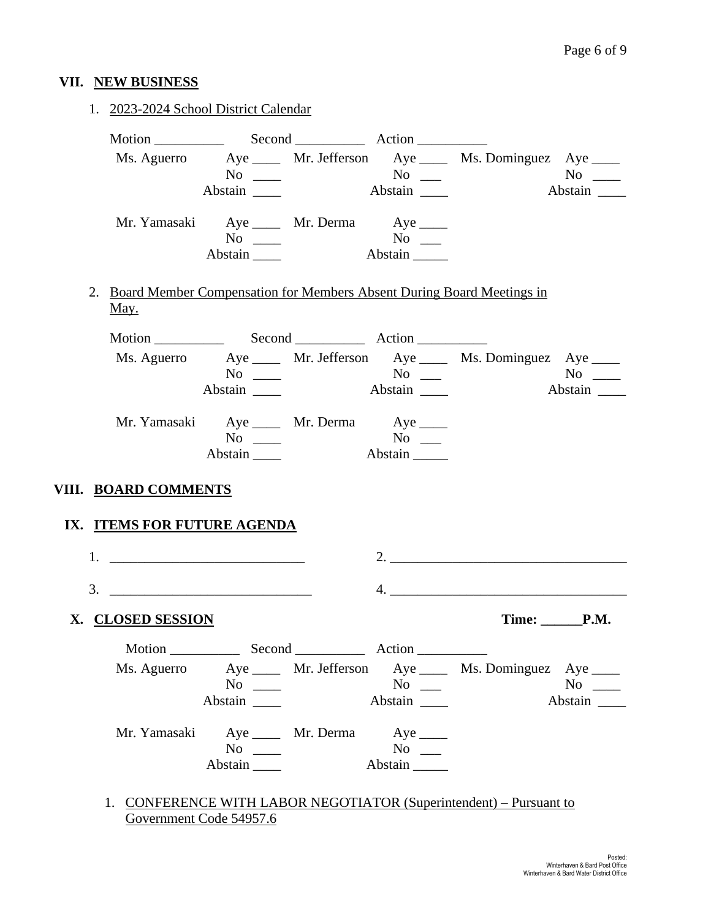## VII. NEW BUSINESS

1. 2023-2024 School District Calendar

Motion __________ Second __________ Action __________

| | | | | | |
|---|---|---|---|---|---|
| Ms. Aguerro | Aye ____ | Mr. Jefferson | Aye ____ | Ms. Dominguez | Aye ____ |
| | No ____ | | No ___ | | No ____ |
| | Abstain ____ | | Abstain ____ | | Abstain ____ |
| Mr. Yamasaki | Aye ____ | Mr. Derma | Aye ____ | | |
| | No ____ | | No ___ | | |
| | Abstain ____ | | Abstain _____ | | |

2. Board Member Compensation for Members Absent During Board Meetings in May.

Motion __________ Second __________ Action __________

| | | | | | |
|---|---|---|---|---|---|
| Ms. Aguerro | Aye ____ | Mr. Jefferson | Aye ____ | Ms. Dominguez | Aye ____ |
| | No ____ | | No ___ | | No ____ |
| | Abstain ____ | | Abstain ____ | | Abstain ____ |
| Mr. Yamasaki | Aye ____ | Mr. Derma | Aye ____ | | |
| | No ____ | | No ___ | | |
| | Abstain ____ | | Abstain _____ | | |

## VIII. BOARD COMMENTS

## IX. ITEMS FOR FUTURE AGENDA

1. ___________________________ 2. __________________________________

3. ____________________________ 4. __________________________________

## X. CLOSED SESSION

**Time: ______P.M.**

Motion __________ Second __________ Action __________

| | | | | | |
|---|---|---|---|---|---|
| Ms. Aguerro | Aye ____ | Mr. Jefferson | Aye ____ | Ms. Dominguez | Aye ____ |
| | No ____ | | No ___ | | No ____ |
| | Abstain ____ | | Abstain ____ | | Abstain ____ |
| Mr. Yamasaki | Aye ____ | Mr. Derma | Aye ____ | | |
| | No ____ | | No ___ | | |
| | Abstain ____ | | Abstain _____ | | |

1. CONFERENCE WITH LABOR NEGOTIATOR (Superintendent) – Pursuant to Government Code 54957.6

Posted:
Winterhaven & Bard Post Office
Winterhaven & Bard Water District Office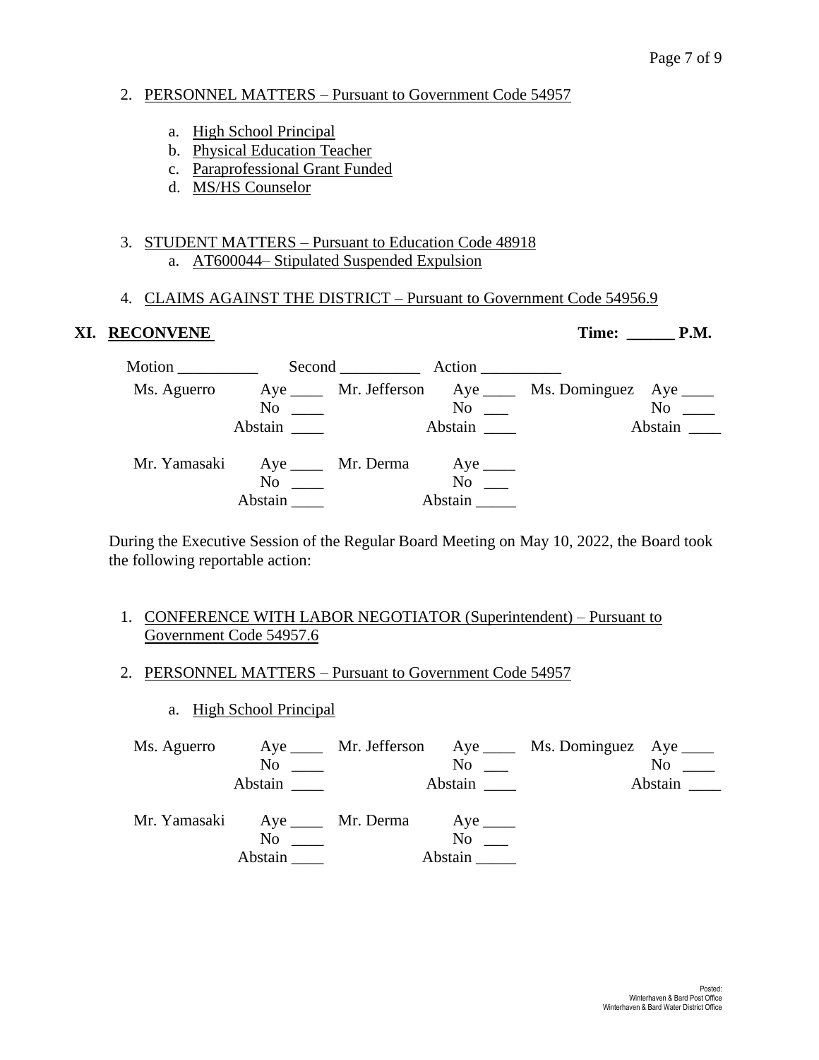2. PERSONNEL MATTERS – Pursuant to Government Code 54957

   a. High School Principal
   b. Physical Education Teacher
   c. Paraprofessional Grant Funded
   d. MS/HS Counselor

3. STUDENT MATTERS – Pursuant to Education Code 48918
   a. AT600044– Stipulated Suspended Expulsion

4. CLAIMS AGAINST THE DISTRICT – Pursuant to Government Code 54956.9

## XI. RECONVENE

**Time: ______ P.M.**

Motion __________ Second __________ Action __________

| | | | | | |
|---|---|---|---|---|---|
| Ms. Aguerro | Aye ____ No ____ Abstain ____ | Mr. Jefferson | Aye ____ No ___ Abstain ____ | Ms. Dominguez | Aye ____ No ____ Abstain ____ |
| Mr. Yamasaki | Aye ____ No ____ Abstain ____ | Mr. Derma | Aye ____ No ___ Abstain _____ | | |

During the Executive Session of the Regular Board Meeting on May 10, 2022, the Board took the following reportable action:

1. CONFERENCE WITH LABOR NEGOTIATOR (Superintendent) – Pursuant to Government Code 54957.6

2. PERSONNEL MATTERS – Pursuant to Government Code 54957

   a. High School Principal

| | | | | | |
|---|---|---|---|---|---|
| Ms. Aguerro | Aye ____ No ____ Abstain ____ | Mr. Jefferson | Aye ____ No ___ Abstain ____ | Ms. Dominguez | Aye ____ No ____ Abstain ____ |
| Mr. Yamasaki | Aye ____ No ____ Abstain ____ | Mr. Derma | Aye ____ No ___ Abstain _____ | | |

Posted:
Winterhaven & Bard Post Office
Winterhaven & Bard Water District Office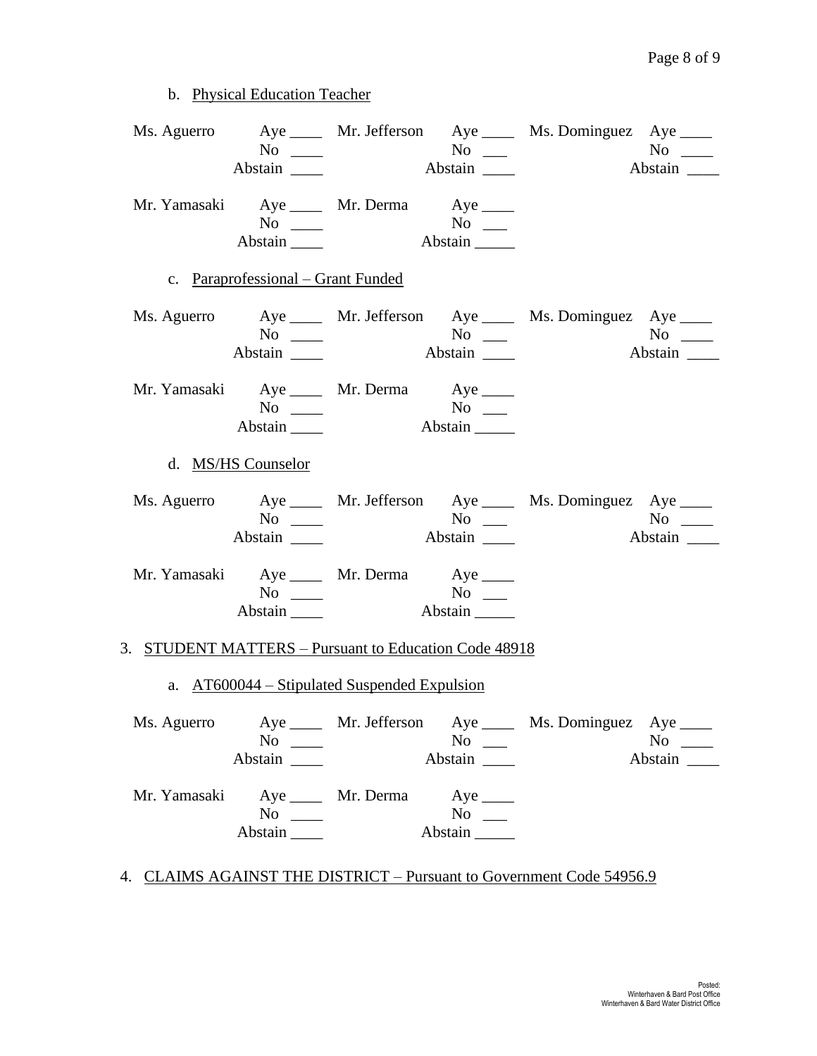b. Physical Education Teacher

| | | | | | |
|---|---|---|---|---|---|
| Ms. Aguerro | Aye ____<br>No ____<br>Abstain ____ | Mr. Jefferson | Aye ____<br>No ___<br>Abstain ____ | Ms. Dominguez | Aye ____<br>No ____<br>Abstain ____ |
| Mr. Yamasaki | Aye ____<br>No ____<br>Abstain ____ | Mr. Derma | Aye ____<br>No ___<br>Abstain _____ | | |

c. Paraprofessional – Grant Funded

| | | | | | |
|---|---|---|---|---|---|
| Ms. Aguerro | Aye ____<br>No ____<br>Abstain ____ | Mr. Jefferson | Aye ____<br>No ___<br>Abstain ____ | Ms. Dominguez | Aye ____<br>No ____<br>Abstain ____ |
| Mr. Yamasaki | Aye ____<br>No ____<br>Abstain ____ | Mr. Derma | Aye ____<br>No ___<br>Abstain _____ | | |

d. MS/HS Counselor

| | | | | | |
|---|---|---|---|---|---|
| Ms. Aguerro | Aye ____<br>No ____<br>Abstain ____ | Mr. Jefferson | Aye ____<br>No ___<br>Abstain ____ | Ms. Dominguez | Aye ____<br>No ____<br>Abstain ____ |
| Mr. Yamasaki | Aye ____<br>No ____<br>Abstain ____ | Mr. Derma | Aye ____<br>No ___<br>Abstain _____ | | |

3. STUDENT MATTERS – Pursuant to Education Code 48918

a. AT600044 – Stipulated Suspended Expulsion

| | | | | | |
|---|---|---|---|---|---|
| Ms. Aguerro | Aye ____<br>No ____<br>Abstain ____ | Mr. Jefferson | Aye ____<br>No ___<br>Abstain ____ | Ms. Dominguez | Aye ____<br>No ____<br>Abstain ____ |
| Mr. Yamasaki | Aye ____<br>No ____<br>Abstain ____ | Mr. Derma | Aye ____<br>No ___<br>Abstain _____ | | |

4. CLAIMS AGAINST THE DISTRICT – Pursuant to Government Code 54956.9

Posted:
Winterhaven & Bard Post Office
Winterhaven & Bard Water District Office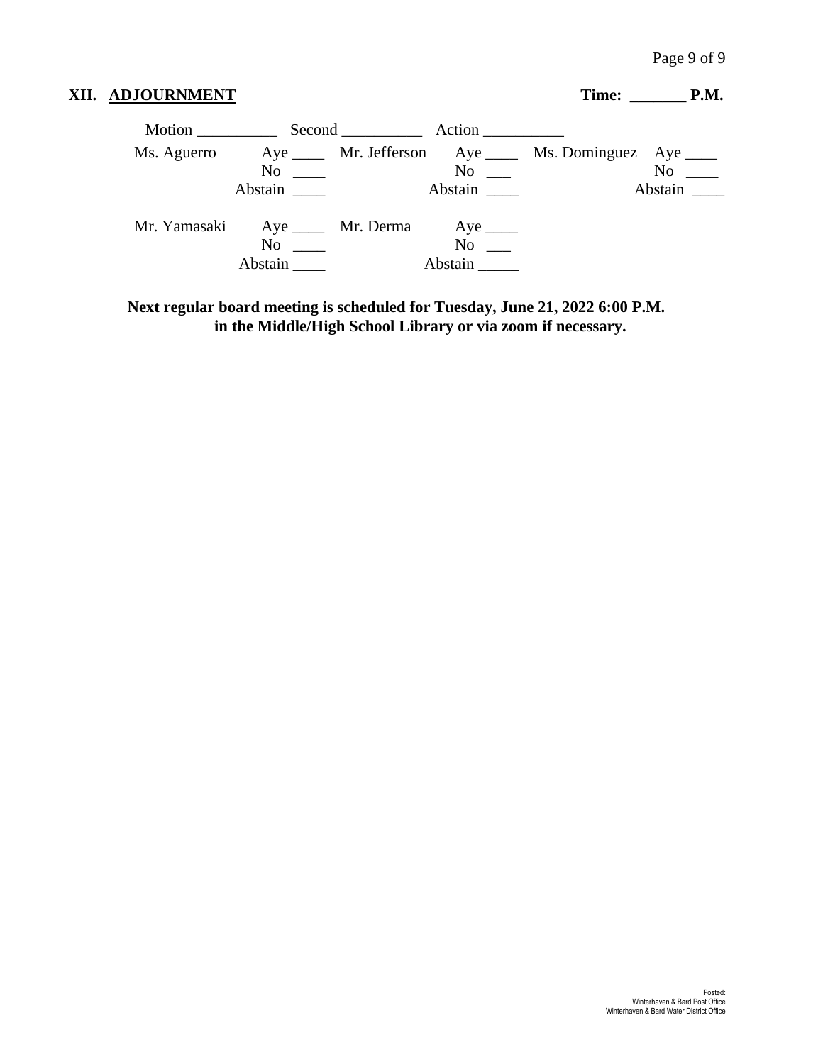## XII. ADJOURNMENT                                                     **Time: _______ P.M.**

Motion __________ Second __________ Action __________

| | | | | | |
|---|---|---|---|---|---|
| Ms. Aguerro | Aye ____<br>No ____<br>Abstain ____ | Mr. Jefferson | Aye ____<br>No ___<br>Abstain ____ | Ms. Dominguez | Aye ____<br>No ____<br>Abstain ____ |
| Mr. Yamasaki | Aye ____<br>No ____<br>Abstain ____ | Mr. Derma | Aye ____<br>No ___<br>Abstain _____ | | |

**Next regular board meeting is scheduled for Tuesday, June 21, 2022 6:00 P.M. in the Middle/High School Library or via zoom if necessary.**

Posted:
Winterhaven & Bard Post Office
Winterhaven & Bard Water District Office